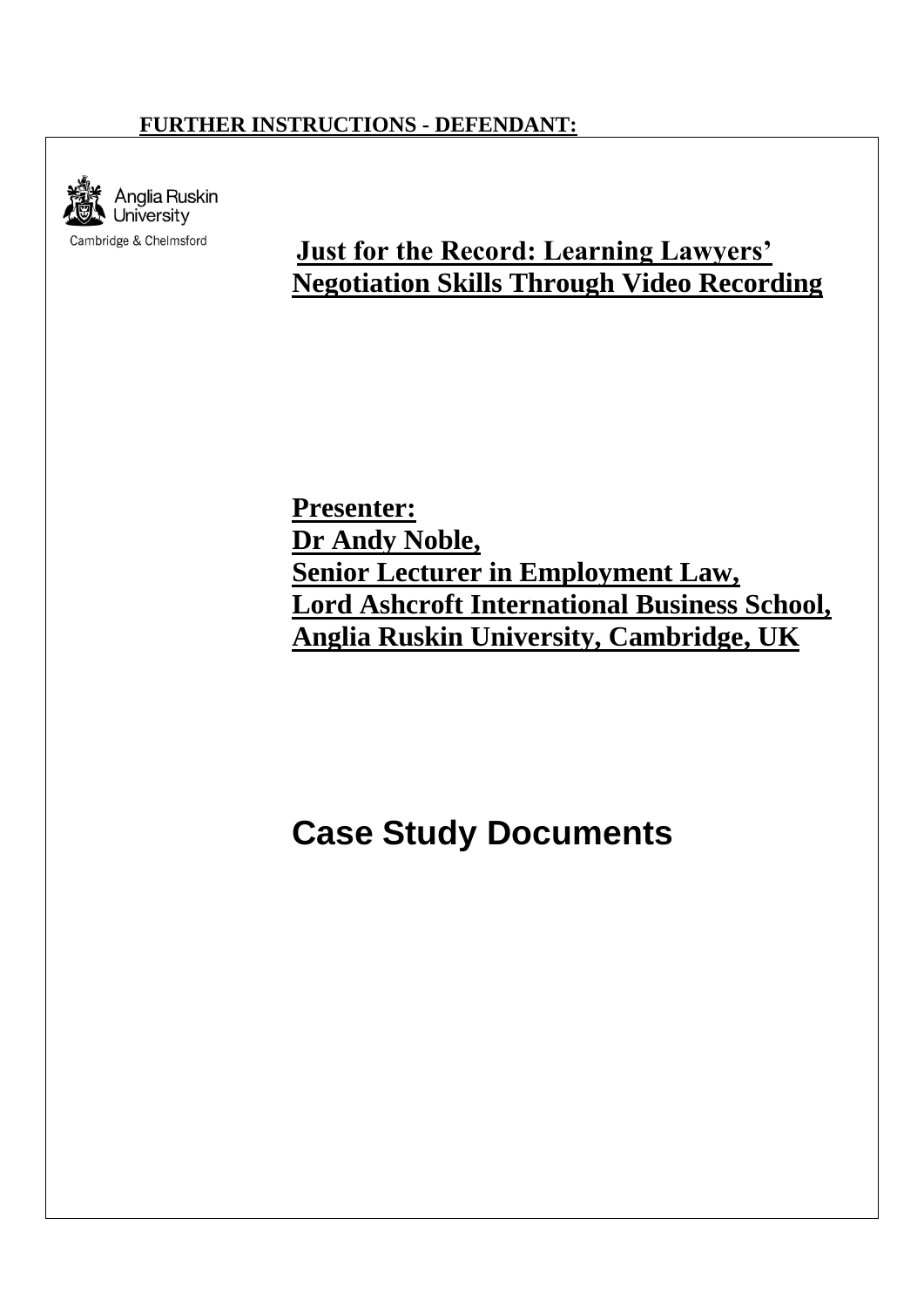**FURTHER INSTRUCTIONS - DEFENDANT:**

Anglia Ruskin University

Cambridge & Chelmsford

# Just for the Record: Learning Lawyers' Negotiation Skills Through Video Recording

**Presenter:**
**Dr Andy Noble,**
**Senior Lecturer in Employment Law,**
**Lord Ashcroft International Business School,**
**Anglia Ruskin University, Cambridge, UK**

# Case Study Documents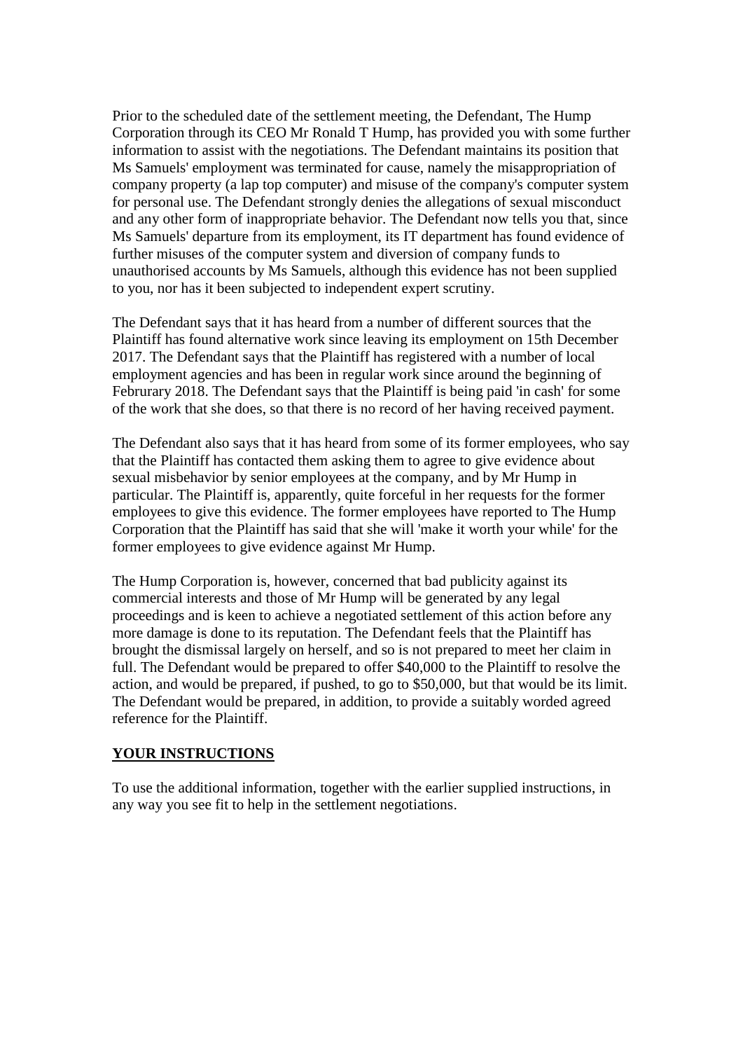Prior to the scheduled date of the settlement meeting, the Defendant, The Hump Corporation through its CEO Mr Ronald T Hump, has provided you with some further information to assist with the negotiations. The Defendant maintains its position that Ms Samuels' employment was terminated for cause, namely the misappropriation of company property (a lap top computer) and misuse of the company's computer system for personal use. The Defendant strongly denies the allegations of sexual misconduct and any other form of inappropriate behavior. The Defendant now tells you that, since Ms Samuels' departure from its employment, its IT department has found evidence of further misuses of the computer system and diversion of company funds to unauthorised accounts by Ms Samuels, although this evidence has not been supplied to you, nor has it been subjected to independent expert scrutiny.

The Defendant says that it has heard from a number of different sources that the Plaintiff has found alternative work since leaving its employment on 15th December 2017. The Defendant says that the Plaintiff has registered with a number of local employment agencies and has been in regular work since around the beginning of Februrary 2018. The Defendant says that the Plaintiff is being paid 'in cash' for some of the work that she does, so that there is no record of her having received payment.

The Defendant also says that it has heard from some of its former employees, who say that the Plaintiff has contacted them asking them to agree to give evidence about sexual misbehavior by senior employees at the company, and by Mr Hump in particular. The Plaintiff is, apparently, quite forceful in her requests for the former employees to give this evidence. The former employees have reported to The Hump Corporation that the Plaintiff has said that she will 'make it worth your while' for the former employees to give evidence against Mr Hump.

The Hump Corporation is, however, concerned that bad publicity against its commercial interests and those of Mr Hump will be generated by any legal proceedings and is keen to achieve a negotiated settlement of this action before any more damage is done to its reputation. The Defendant feels that the Plaintiff has brought the dismissal largely on herself, and so is not prepared to meet her claim in full. The Defendant would be prepared to offer $40,000 to the Plaintiff to resolve the action, and would be prepared, if pushed, to go to $50,000, but that would be its limit. The Defendant would be prepared, in addition, to provide a suitably worded agreed reference for the Plaintiff.

## YOUR INSTRUCTIONS

To use the additional information, together with the earlier supplied instructions, in any way you see fit to help in the settlement negotiations.